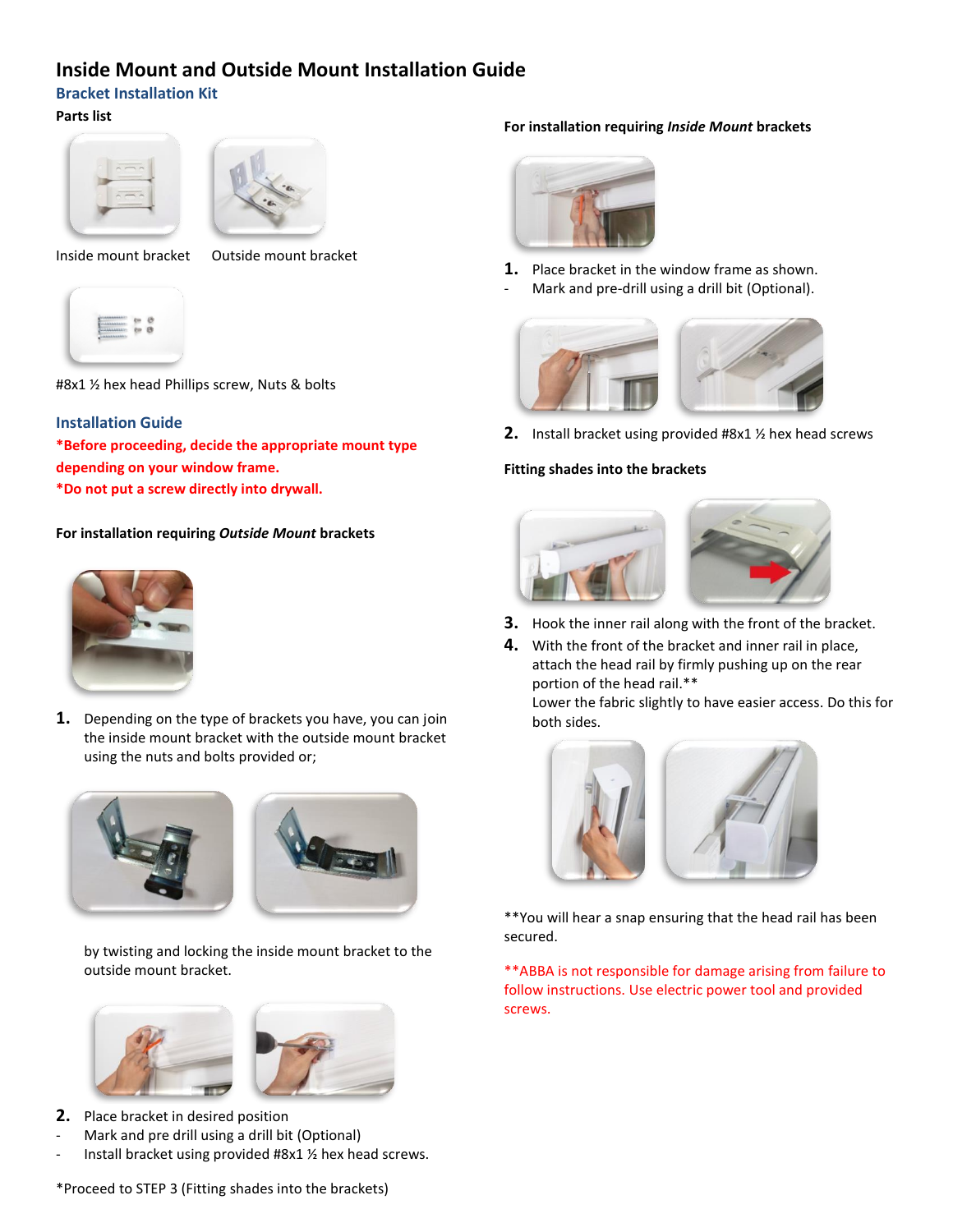# Inside Mount and Outside Mount Installation Guide

## Bracket Installation Kit

**Parts list**

Inside mount bracket

Outside mount bracket

#8x1 ½ hex head Phillips screw, Nuts & bolts

## Installation Guide

***Before proceeding, decide the appropriate mount type depending on your window frame.***

***Do not put a screw directly into drywall.***

### For installation requiring *Outside Mount* brackets

1. Depending on the type of brackets you have, you can join the inside mount bracket with the outside mount bracket using the nuts and bolts provided or;

   by twisting and locking the inside mount bracket to the outside mount bracket.

2. Place bracket in desired position
   - Mark and pre drill using a drill bit (Optional)
   - Install bracket using provided #8x1 ½ hex head screws.

*Proceed to STEP 3 (Fitting shades into the brackets)

### For installation requiring *Inside Mount* brackets

1. Place bracket in the window frame as shown.
   - Mark and pre-drill using a drill bit (Optional).
2. Install bracket using provided #8x1 ½ hex head screws

### Fitting shades into the brackets

3. Hook the inner rail along with the front of the bracket.
4. With the front of the bracket and inner rail in place, attach the head rail by firmly pushing up on the rear portion of the head rail.**
   Lower the fabric slightly to have easier access. Do this for both sides.

**You will hear a snap ensuring that the head rail has been secured.

**ABBA is not responsible for damage arising from failure to follow instructions. Use electric power tool and provided screws.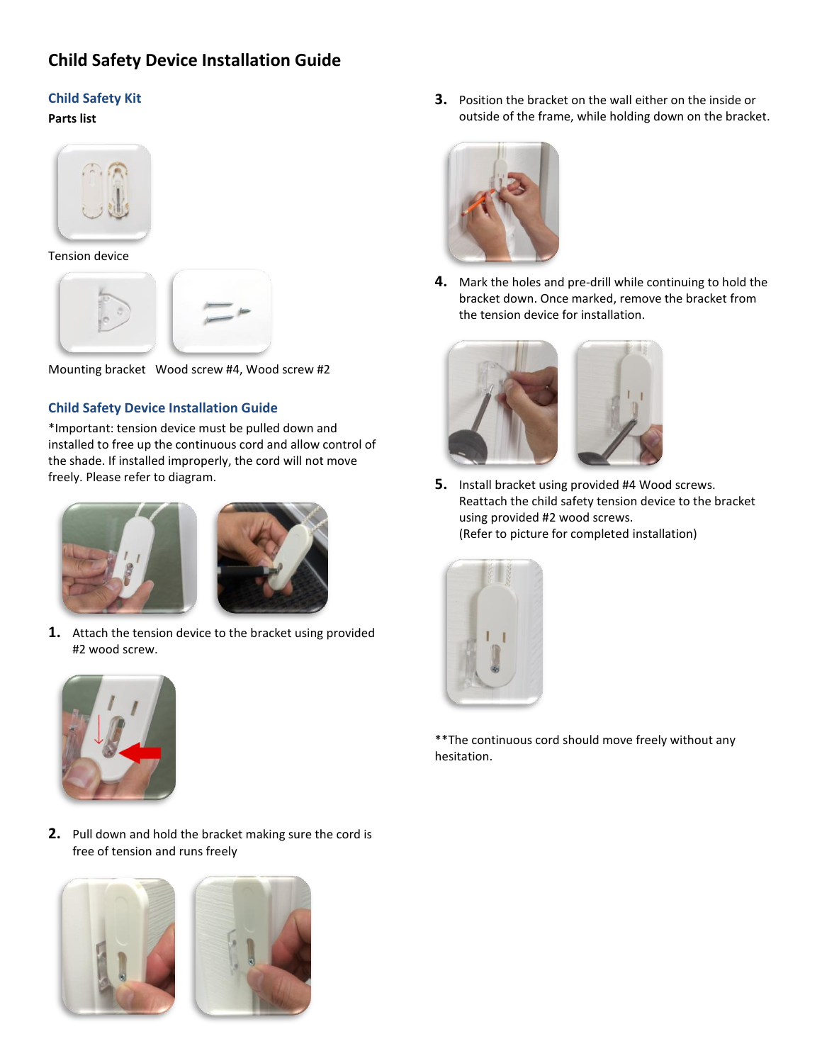# Child Safety Device Installation Guide

## Child Safety Kit

**Parts list**

Tension device

Mounting bracket Wood screw #4, Wood screw #2

## Child Safety Device Installation Guide

*Important: tension device must be pulled down and installed to free up the continuous cord and allow control of the shade. If installed improperly, the cord will not move freely. Please refer to diagram.

1. Attach the tension device to the bracket using provided #2 wood screw.

2. Pull down and hold the bracket making sure the cord is free of tension and runs freely

3. Position the bracket on the wall either on the inside or outside of the frame, while holding down on the bracket.

4. Mark the holes and pre-drill while continuing to hold the bracket down. Once marked, remove the bracket from the tension device for installation.

5. Install bracket using provided #4 Wood screws. Reattach the child safety tension device to the bracket using provided #2 wood screws. (Refer to picture for completed installation)

**The continuous cord should move freely without any hesitation.